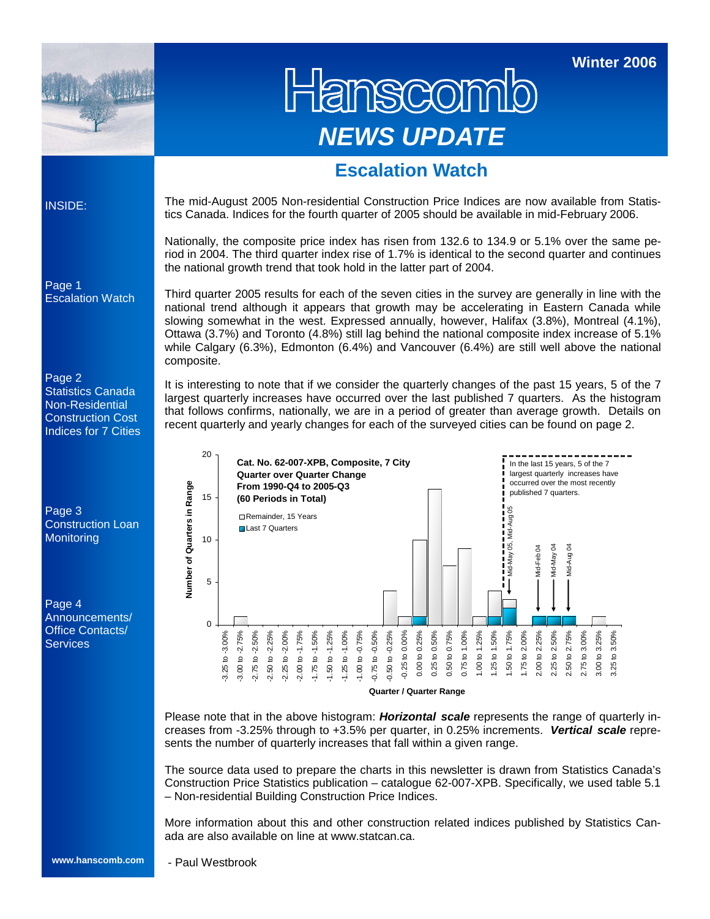Winter 2006

# Hanscomb

## NEWS UPDATE

INSIDE:

Page 1
Escalation Watch

Page 2
Statistics Canada Non-Residential Construction Cost Indices for 7 Cities

Page 3
Construction Loan Monitoring

Page 4
Announcements/ Office Contacts/ Services

www.hanscomb.com

## Escalation Watch

The mid-August 2005 Non-residential Construction Price Indices are now available from Statistics Canada. Indices for the fourth quarter of 2005 should be available in mid-February 2006.

Nationally, the composite price index has risen from 132.6 to 134.9 or 5.1% over the same period in 2004. The third quarter index rise of 1.7% is identical to the second quarter and continues the national growth trend that took hold in the latter part of 2004.

Third quarter 2005 results for each of the seven cities in the survey are generally in line with the national trend although it appears that growth may be accelerating in Eastern Canada while slowing somewhat in the west. Expressed annually, however, Halifax (3.8%), Montreal (4.1%), Ottawa (3.7%) and Toronto (4.8%) still lag behind the national composite index increase of 5.1% while Calgary (6.3%), Edmonton (6.4%) and Vancouver (6.4%) are still well above the national composite.

It is interesting to note that if we consider the quarterly changes of the past 15 years, 5 of the 7 largest quarterly increases have occurred over the last published 7 quarters. As the histogram that follows confirms, nationally, we are in a period of greater than average growth. Details on recent quarterly and yearly changes for each of the surveyed cities can be found on page 2.

**Cat. No. 62-007-XPB, Composite, 7 City Quarter over Quarter Change From 1990-Q4 to 2005-Q3 (60 Periods in Total)**

Legend: Remainder, 15 Years; Last 7 Quarters

In the last 15 years, 5 of the 7 largest quarterly increases have occurred over the most recently published 7 quarters.

Annotations: Mid-May 05, Mid-Aug 05; Mid-Feb 04; Mid-May 04; Mid-Aug 04

Vertical axis: Number of Quarters in Range
Horizontal axis: Quarter / Quarter Range

| Quarter / Quarter Range | Number of Quarters in Range (total) | Last 7 Quarters |
|---|---|---|
| -3.25 to -3.00% | 0 | 0 |
| -3.00 to -2.75% | 1 | 0 |
| -2.75 to -2.50% | 0 | 0 |
| -2.50 to -2.25% | 0 | 0 |
| -2.25 to -2.00% | 0 | 0 |
| -2.00 to -1.75% | 0 | 0 |
| -1.75 to -1.50% | 0 | 0 |
| -1.50 to -1.25% | 0 | 0 |
| -1.25 to -1.00% | 0 | 0 |
| -1.00 to -0.75% | 0 | 0 |
| -0.75 to -0.50% | 0 | 0 |
| -0.50 to -0.25% | 4 | 0 |
| -0.25 to 0.00% | 1 | 0 |
| 0.00 to 0.25% | 10 | 1 |
| 0.25 to 0.50% | 16 | 0 |
| 0.50 to 0.75% | 7 | 0 |
| 0.75 to 1.00% | 9 | 0 |
| 1.00 to 1.25% | 1 | 0 |
| 1.25 to 1.50% | 4 | 1 |
| 1.50 to 1.75% | 3 | 2 |
| 1.75 to 2.00% | 0 | 0 |
| 2.00 to 2.25% | 1 | 1 |
| 2.25 to 2.50% | 1 | 1 |
| 2.50 to 2.75% | 1 | 1 |
| 2.75 to 3.00% | 0 | 0 |
| 3.00 to 3.25% | 1 | 0 |
| 3.25 to 3.50% | 0 | 0 |

Please note that in the above histogram: ***Horizontal scale*** represents the range of quarterly increases from -3.25% through to +3.5% per quarter, in 0.25% increments. ***Vertical scale*** represents the number of quarterly increases that fall within a given range.

The source data used to prepare the charts in this newsletter is drawn from Statistics Canada's Construction Price Statistics publication – catalogue 62-007-XPB. Specifically, we used table 5.1 – Non-residential Building Construction Price Indices.

More information about this and other construction related indices published by Statistics Canada are also available on line at www.statcan.ca.

- Paul Westbrook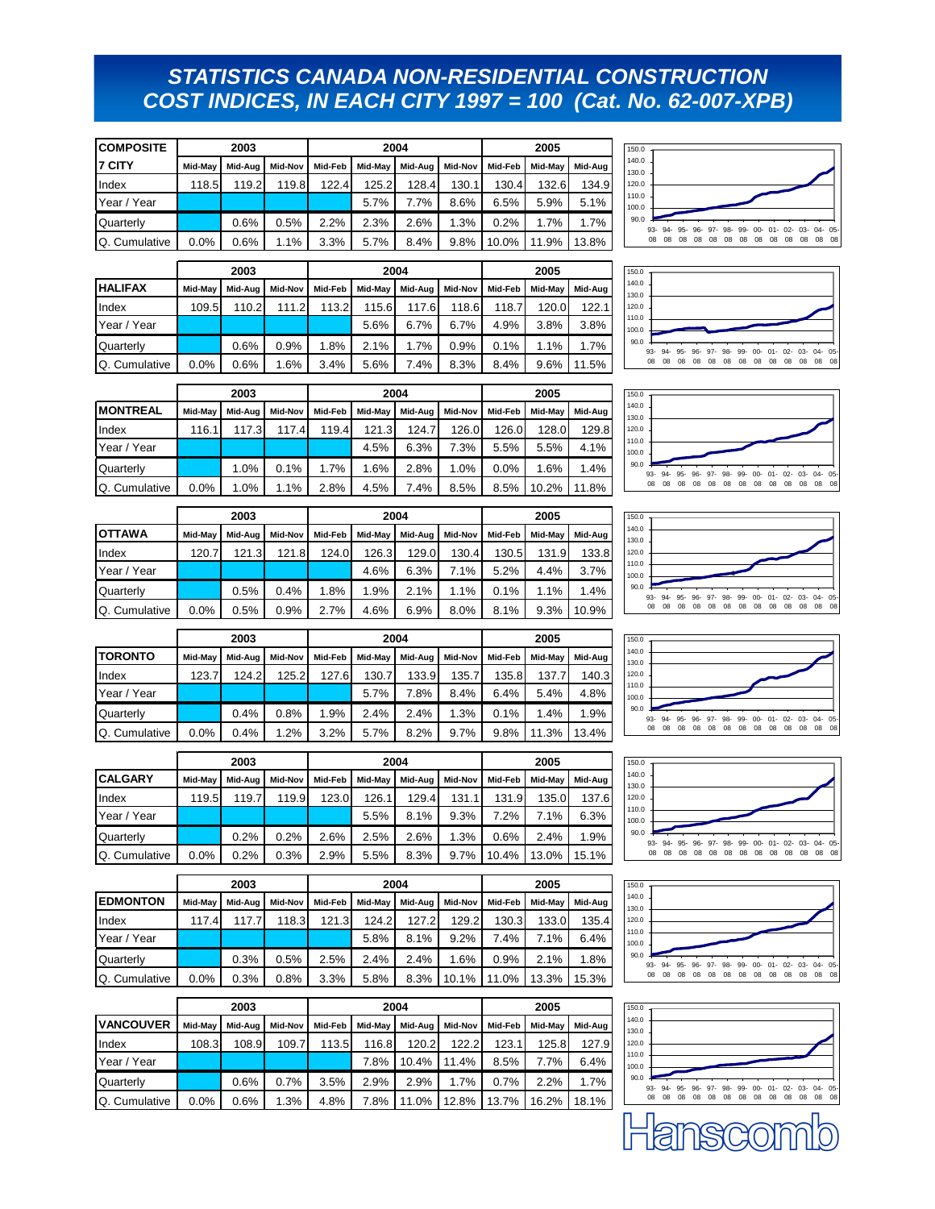# STATISTICS CANADA NON-RESIDENTIAL CONSTRUCTION COST INDICES, IN EACH CITY 1997 = 100 (Cat. No. 62-007-XPB)

| COMPOSITE | 2003 | | | 2004 | | | | 2005 | | |
|---|---|---|---|---|---|---|---|---|---|---|
| 7 CITY | Mid-May | Mid-Aug | Mid-Nov | Mid-Feb | Mid-May | Mid-Aug | Mid-Nov | Mid-Feb | Mid-May | Mid-Aug |
| Index | 118.5 | 119.2 | 119.8 | 122.4 | 125.2 | 128.4 | 130.1 | 130.4 | 132.6 | 134.9 |
| Year / Year | | | | | 5.7% | 7.7% | 8.6% | 6.5% | 5.9% | 5.1% |
| Quarterly | | 0.6% | 0.5% | 2.2% | 2.3% | 2.6% | 1.3% | 0.2% | 1.7% | 1.7% |
| Q. Cumulative | 0.0% | 0.6% | 1.1% | 3.3% | 5.7% | 8.4% | 9.8% | 10.0% | 11.9% | 13.8% |

| HALIFAX | 2003 | | | 2004 | | | | 2005 | | |
|---|---|---|---|---|---|---|---|---|---|---|
| | Mid-May | Mid-Aug | Mid-Nov | Mid-Feb | Mid-May | Mid-Aug | Mid-Nov | Mid-Feb | Mid-May | Mid-Aug |
| Index | 109.5 | 110.2 | 111.2 | 113.2 | 115.6 | 117.6 | 118.6 | 118.7 | 120.0 | 122.1 |
| Year / Year | | | | | 5.6% | 6.7% | 6.7% | 4.9% | 3.8% | 3.8% |
| Quarterly | | 0.6% | 0.9% | 1.8% | 2.1% | 1.7% | 0.9% | 0.1% | 1.1% | 1.7% |
| Q. Cumulative | 0.0% | 0.6% | 1.6% | 3.4% | 5.6% | 7.4% | 8.3% | 8.4% | 9.6% | 11.5% |

| MONTREAL | 2003 | | | 2004 | | | | 2005 | | |
|---|---|---|---|---|---|---|---|---|---|---|
| | Mid-May | Mid-Aug | Mid-Nov | Mid-Feb | Mid-May | Mid-Aug | Mid-Nov | Mid-Feb | Mid-May | Mid-Aug |
| Index | 116.1 | 117.3 | 117.4 | 119.4 | 121.3 | 124.7 | 126.0 | 126.0 | 128.0 | 129.8 |
| Year / Year | | | | | 4.5% | 6.3% | 7.3% | 5.5% | 5.5% | 4.1% |
| Quarterly | | 1.0% | 0.1% | 1.7% | 1.6% | 2.8% | 1.0% | 0.0% | 1.6% | 1.4% |
| Q. Cumulative | 0.0% | 1.0% | 1.1% | 2.8% | 4.5% | 7.4% | 8.5% | 8.5% | 10.2% | 11.8% |

| OTTAWA | 2003 | | | 2004 | | | | 2005 | | |
|---|---|---|---|---|---|---|---|---|---|---|
| | Mid-May | Mid-Aug | Mid-Nov | Mid-Feb | Mid-May | Mid-Aug | Mid-Nov | Mid-Feb | Mid-May | Mid-Aug |
| Index | 120.7 | 121.3 | 121.8 | 124.0 | 126.3 | 129.0 | 130.4 | 130.5 | 131.9 | 133.8 |
| Year / Year | | | | | 4.6% | 6.3% | 7.1% | 5.2% | 4.4% | 3.7% |
| Quarterly | | 0.5% | 0.4% | 1.8% | 1.9% | 2.1% | 1.1% | 0.1% | 1.1% | 1.4% |
| Q. Cumulative | 0.0% | 0.5% | 0.9% | 2.7% | 4.6% | 6.9% | 8.0% | 8.1% | 9.3% | 10.9% |

| TORONTO | 2003 | | | 2004 | | | | 2005 | | |
|---|---|---|---|---|---|---|---|---|---|---|
| | Mid-May | Mid-Aug | Mid-Nov | Mid-Feb | Mid-May | Mid-Aug | Mid-Nov | Mid-Feb | Mid-May | Mid-Aug |
| Index | 123.7 | 124.2 | 125.2 | 127.6 | 130.7 | 133.9 | 135.7 | 135.8 | 137.7 | 140.3 |
| Year / Year | | | | | 5.7% | 7.8% | 8.4% | 6.4% | 5.4% | 4.8% |
| Quarterly | | 0.4% | 0.8% | 1.9% | 2.4% | 2.4% | 1.3% | 0.1% | 1.4% | 1.9% |
| Q. Cumulative | 0.0% | 0.4% | 1.2% | 3.2% | 5.7% | 8.2% | 9.7% | 9.8% | 11.3% | 13.4% |

| CALGARY | 2003 | | | 2004 | | | | 2005 | | |
|---|---|---|---|---|---|---|---|---|---|---|
| | Mid-May | Mid-Aug | Mid-Nov | Mid-Feb | Mid-May | Mid-Aug | Mid-Nov | Mid-Feb | Mid-May | Mid-Aug |
| Index | 119.5 | 119.7 | 119.9 | 123.0 | 126.1 | 129.4 | 131.1 | 131.9 | 135.0 | 137.6 |
| Year / Year | | | | | 5.5% | 8.1% | 9.3% | 7.2% | 7.1% | 6.3% |
| Quarterly | | 0.2% | 0.2% | 2.6% | 2.5% | 2.6% | 1.3% | 0.6% | 2.4% | 1.9% |
| Q. Cumulative | 0.0% | 0.2% | 0.3% | 2.9% | 5.5% | 8.3% | 9.7% | 10.4% | 13.0% | 15.1% |

| EDMONTON | 2003 | | | 2004 | | | | 2005 | | |
|---|---|---|---|---|---|---|---|---|---|---|
| | Mid-May | Mid-Aug | Mid-Nov | Mid-Feb | Mid-May | Mid-Aug | Mid-Nov | Mid-Feb | Mid-May | Mid-Aug |
| Index | 117.4 | 117.7 | 118.3 | 121.3 | 124.2 | 127.2 | 129.2 | 130.3 | 133.0 | 135.4 |
| Year / Year | | | | | 5.8% | 8.1% | 9.2% | 7.4% | 7.1% | 6.4% |
| Quarterly | | 0.3% | 0.5% | 2.5% | 2.4% | 2.4% | 1.6% | 0.9% | 2.1% | 1.8% |
| Q. Cumulative | 0.0% | 0.3% | 0.8% | 3.3% | 5.8% | 8.3% | 10.1% | 11.0% | 13.3% | 15.3% |

| VANCOUVER | 2003 | | | 2004 | | | | 2005 | | |
|---|---|---|---|---|---|---|---|---|---|---|
| | Mid-May | Mid-Aug | Mid-Nov | Mid-Feb | Mid-May | Mid-Aug | Mid-Nov | Mid-Feb | Mid-May | Mid-Aug |
| Index | 108.3 | 108.9 | 109.7 | 113.5 | 116.8 | 120.2 | 122.2 | 123.1 | 125.8 | 127.9 |
| Year / Year | | | | | 7.8% | 10.4% | 11.4% | 8.5% | 7.7% | 6.4% |
| Quarterly | | 0.6% | 0.7% | 3.5% | 2.9% | 2.9% | 1.7% | 0.7% | 2.2% | 1.7% |
| Q. Cumulative | 0.0% | 0.6% | 1.3% | 4.8% | 7.8% | 11.0% | 12.8% | 13.7% | 16.2% | 18.1% |

Hanscomb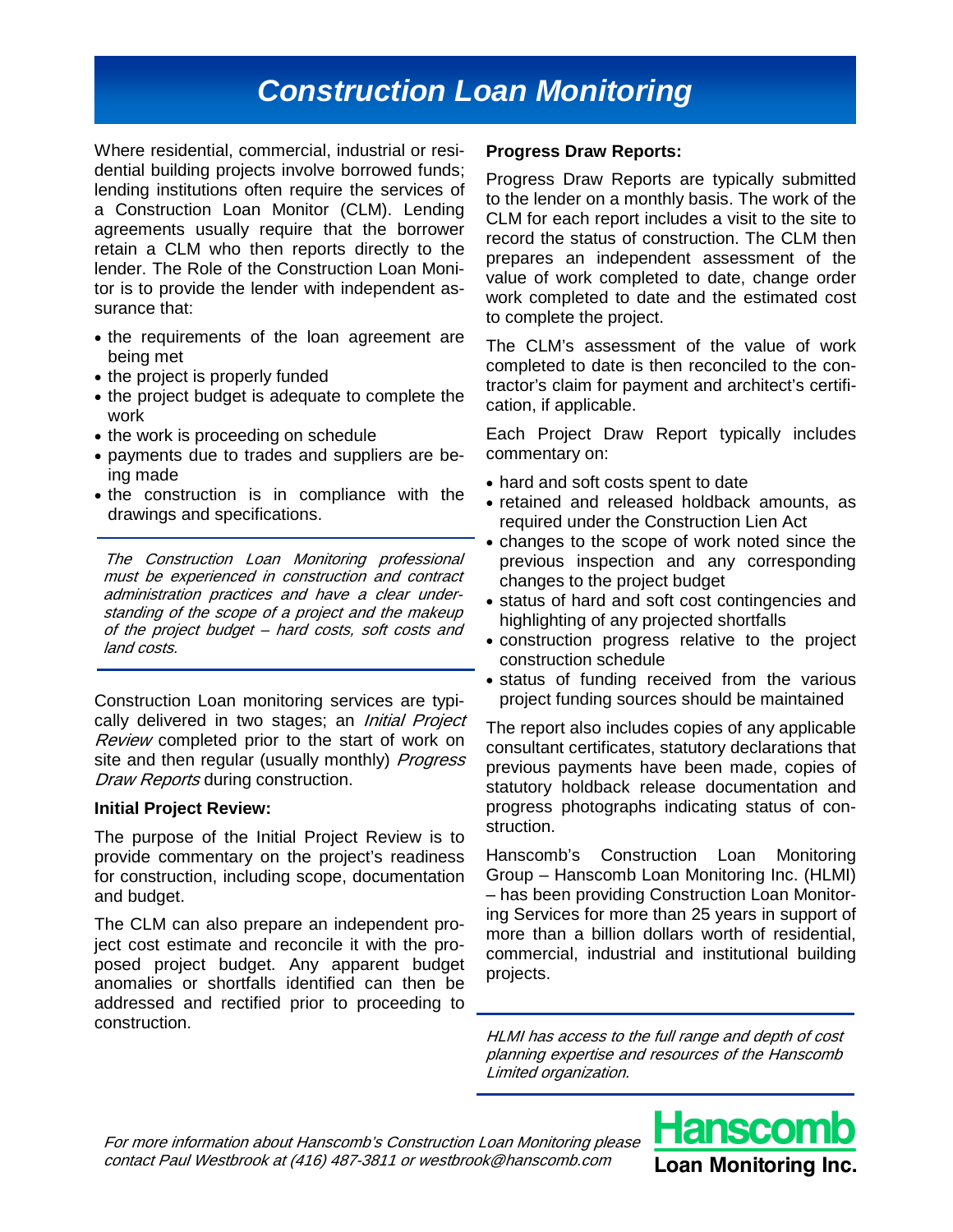# Construction Loan Monitoring

Where residential, commercial, industrial or residential building projects involve borrowed funds; lending institutions often require the services of a Construction Loan Monitor (CLM). Lending agreements usually require that the borrower retain a CLM who then reports directly to the lender. The Role of the Construction Loan Monitor is to provide the lender with independent assurance that:

- the requirements of the loan agreement are being met
- the project is properly funded
- the project budget is adequate to complete the work
- the work is proceeding on schedule
- payments due to trades and suppliers are being made
- the construction is in compliance with the drawings and specifications.

*The Construction Loan Monitoring professional must be experienced in construction and contract administration practices and have a clear understanding of the scope of a project and the makeup of the project budget – hard costs, soft costs and land costs.*

Construction Loan monitoring services are typically delivered in two stages; an *Initial Project Review* completed prior to the start of work on site and then regular (usually monthly) *Progress Draw Reports* during construction.

**Initial Project Review:**

The purpose of the Initial Project Review is to provide commentary on the project's readiness for construction, including scope, documentation and budget.

The CLM can also prepare an independent project cost estimate and reconcile it with the proposed project budget. Any apparent budget anomalies or shortfalls identified can then be addressed and rectified prior to proceeding to construction.

**Progress Draw Reports:**

Progress Draw Reports are typically submitted to the lender on a monthly basis. The work of the CLM for each report includes a visit to the site to record the status of construction. The CLM then prepares an independent assessment of the value of work completed to date, change order work completed to date and the estimated cost to complete the project.

The CLM's assessment of the value of work completed to date is then reconciled to the contractor's claim for payment and architect's certification, if applicable.

Each Project Draw Report typically includes commentary on:

- hard and soft costs spent to date
- retained and released holdback amounts, as required under the Construction Lien Act
- changes to the scope of work noted since the previous inspection and any corresponding changes to the project budget
- status of hard and soft cost contingencies and highlighting of any projected shortfalls
- construction progress relative to the project construction schedule
- status of funding received from the various project funding sources should be maintained

The report also includes copies of any applicable consultant certificates, statutory declarations that previous payments have been made, copies of statutory holdback release documentation and progress photographs indicating status of construction.

Hanscomb's Construction Loan Monitoring Group – Hanscomb Loan Monitoring Inc. (HLMI) – has been providing Construction Loan Monitoring Services for more than 25 years in support of more than a billion dollars worth of residential, commercial, industrial and institutional building projects.

*HLMI has access to the full range and depth of cost planning expertise and resources of the Hanscomb Limited organization.*

*For more information about Hanscomb's Construction Loan Monitoring please contact Paul Westbrook at (416) 487-3811 or westbrook@hanscomb.com*

**Hanscomb**
**Loan Monitoring Inc.**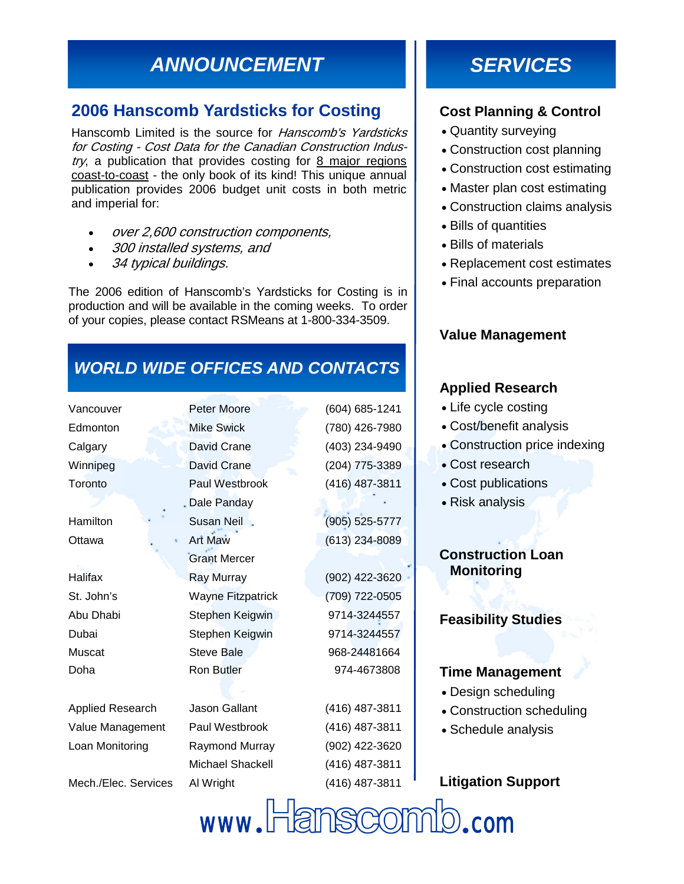# ANNOUNCEMENT

## 2006 Hanscomb Yardsticks for Costing

Hanscomb Limited is the source for *Hanscomb's Yardsticks for Costing - Cost Data for the Canadian Construction Industry*, a publication that provides costing for 8 major regions coast-to-coast - the only book of its kind! This unique annual publication provides 2006 budget unit costs in both metric and imperial for:

- *over 2,600 construction components,*
- *300 installed systems, and*
- *34 typical buildings.*

The 2006 edition of Hanscomb's Yardsticks for Costing is in production and will be available in the coming weeks. To order of your copies, please contact RSMeans at 1-800-334-3509.

# WORLD WIDE OFFICES AND CONTACTS

| | | |
|---|---|---|
| Vancouver | Peter Moore | (604) 685-1241 |
| Edmonton | Mike Swick | (780) 426-7980 |
| Calgary | David Crane | (403) 234-9490 |
| Winnipeg | David Crane | (204) 775-3389 |
| Toronto | Paul Westbrook | (416) 487-3811 |
| | Dale Panday | |
| Hamilton | Susan Neil | (905) 525-5777 |
| Ottawa | Art Maw | (613) 234-8089 |
| | Grant Mercer | |
| Halifax | Ray Murray | (902) 422-3620 |
| St. John's | Wayne Fitzpatrick | (709) 722-0505 |
| Abu Dhabi | Stephen Keigwin | 9714-3244557 |
| Dubai | Stephen Keigwin | 9714-3244557 |
| Muscat | Steve Bale | 968-24481664 |
| Doha | Ron Butler | 974-4673808 |
| Applied Research | Jason Gallant | (416) 487-3811 |
| Value Management | Paul Westbrook | (416) 487-3811 |
| Loan Monitoring | Raymond Murray | (902) 422-3620 |
| | Michael Shackell | (416) 487-3811 |
| Mech./Elec. Services | Al Wright | (416) 487-3811 |

# SERVICES

### Cost Planning & Control

- Quantity surveying
- Construction cost planning
- Construction cost estimating
- Master plan cost estimating
- Construction claims analysis
- Bills of quantities
- Bills of materials
- Replacement cost estimates
- Final accounts preparation

### Value Management

### Applied Research

- Life cycle costing
- Cost/benefit analysis
- Construction price indexing
- Cost research
- Cost publications
- Risk analysis

### Construction Loan Monitoring

### Feasibility Studies

### Time Management

- Design scheduling
- Construction scheduling
- Schedule analysis

### Litigation Support

www.Hanscomb.com